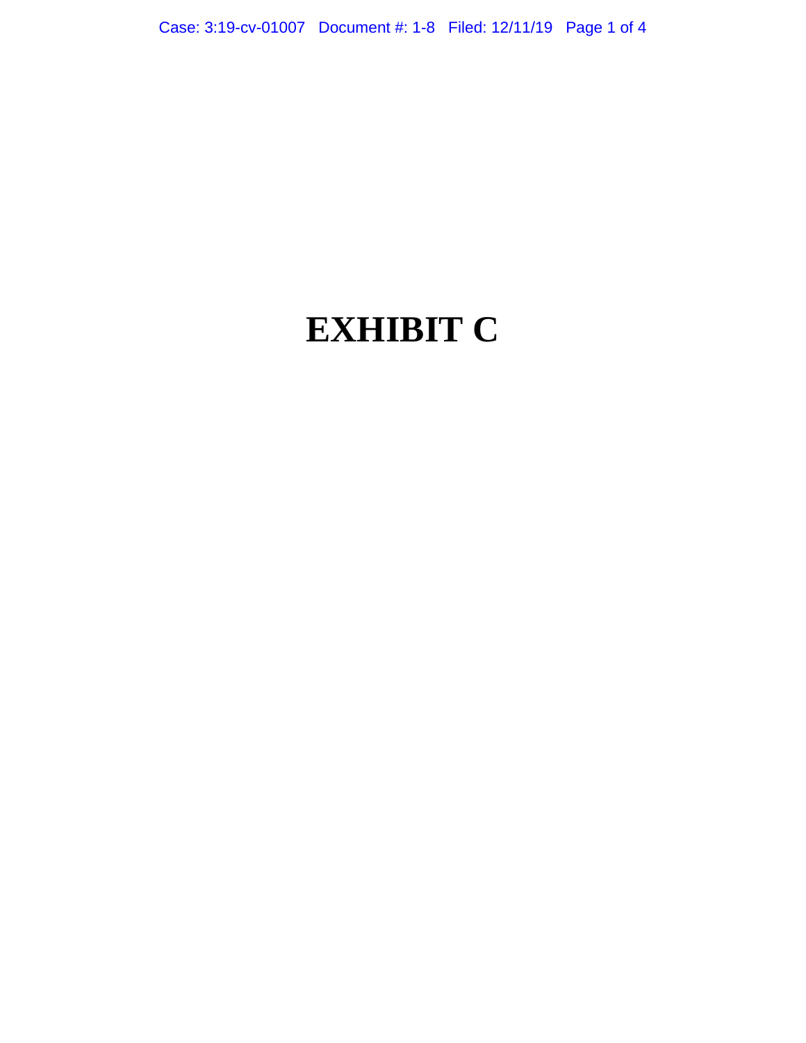# EXHIBIT C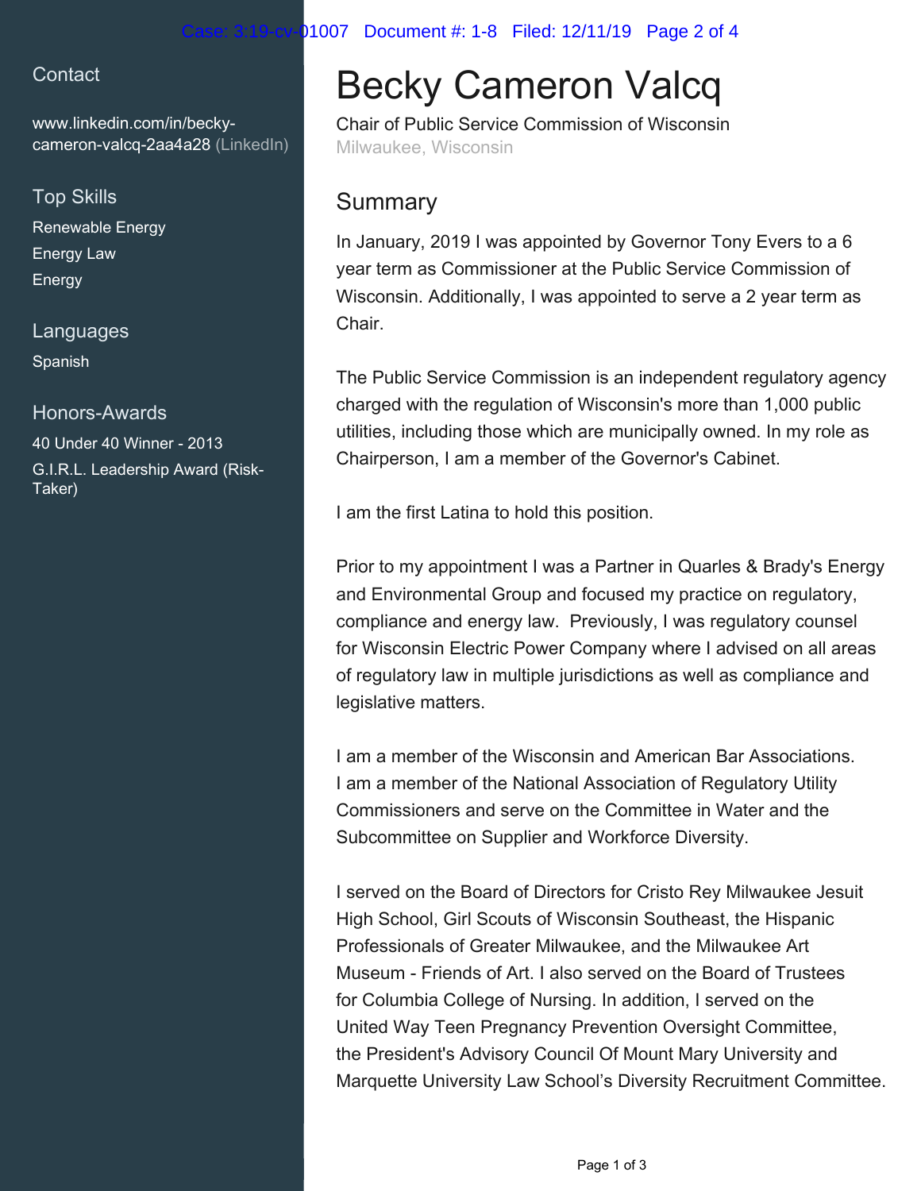## Contact

www.linkedin.com/in/becky-cameron-valcq-2aa4a28 (LinkedIn)

## Top Skills

Renewable Energy
Energy Law
Energy

## Languages

Spanish

## Honors-Awards

40 Under 40 Winner - 2013
G.I.R.L. Leadership Award (Risk-Taker)

# Becky Cameron Valcq

Chair of Public Service Commission of Wisconsin
Milwaukee, Wisconsin

## Summary

In January, 2019 I was appointed by Governor Tony Evers to a 6 year term as Commissioner at the Public Service Commission of Wisconsin. Additionally, I was appointed to serve a 2 year term as Chair.

The Public Service Commission is an independent regulatory agency charged with the regulation of Wisconsin's more than 1,000 public utilities, including those which are municipally owned. In my role as Chairperson, I am a member of the Governor's Cabinet.

I am the first Latina to hold this position.

Prior to my appointment I was a Partner in Quarles & Brady's Energy and Environmental Group and focused my practice on regulatory, compliance and energy law. Previously, I was regulatory counsel for Wisconsin Electric Power Company where I advised on all areas of regulatory law in multiple jurisdictions as well as compliance and legislative matters.

I am a member of the Wisconsin and American Bar Associations. I am a member of the National Association of Regulatory Utility Commissioners and serve on the Committee in Water and the Subcommittee on Supplier and Workforce Diversity.

I served on the Board of Directors for Cristo Rey Milwaukee Jesuit High School, Girl Scouts of Wisconsin Southeast, the Hispanic Professionals of Greater Milwaukee, and the Milwaukee Art Museum - Friends of Art. I also served on the Board of Trustees for Columbia College of Nursing. In addition, I served on the United Way Teen Pregnancy Prevention Oversight Committee, the President's Advisory Council Of Mount Mary University and Marquette University Law School's Diversity Recruitment Committee.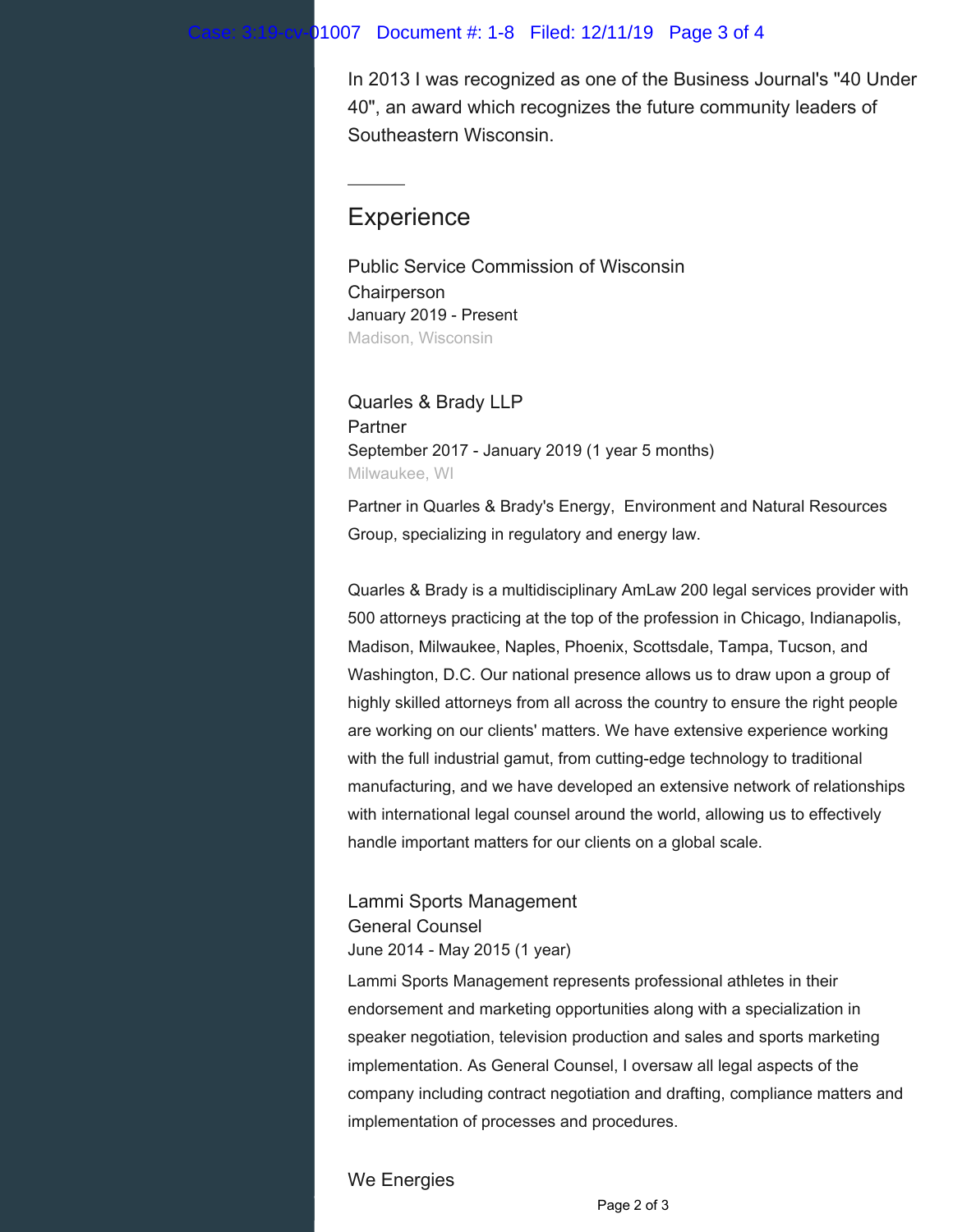In 2013 I was recognized as one of the Business Journal's "40 Under 40", an award which recognizes the future community leaders of Southeastern Wisconsin.

---

## Experience

### Public Service Commission of Wisconsin
Chairperson
January 2019 - Present
Madison, Wisconsin

### Quarles & Brady LLP
Partner
September 2017 - January 2019 (1 year 5 months)
Milwaukee, WI

Partner in Quarles & Brady's Energy, Environment and Natural Resources Group, specializing in regulatory and energy law.

Quarles & Brady is a multidisciplinary AmLaw 200 legal services provider with 500 attorneys practicing at the top of the profession in Chicago, Indianapolis, Madison, Milwaukee, Naples, Phoenix, Scottsdale, Tampa, Tucson, and Washington, D.C. Our national presence allows us to draw upon a group of highly skilled attorneys from all across the country to ensure the right people are working on our clients' matters. We have extensive experience working with the full industrial gamut, from cutting-edge technology to traditional manufacturing, and we have developed an extensive network of relationships with international legal counsel around the world, allowing us to effectively handle important matters for our clients on a global scale.

### Lammi Sports Management
General Counsel
June 2014 - May 2015 (1 year)

Lammi Sports Management represents professional athletes in their endorsement and marketing opportunities along with a specialization in speaker negotiation, television production and sales and sports marketing implementation. As General Counsel, I oversaw all legal aspects of the company including contract negotiation and drafting, compliance matters and implementation of processes and procedures.

### We Energies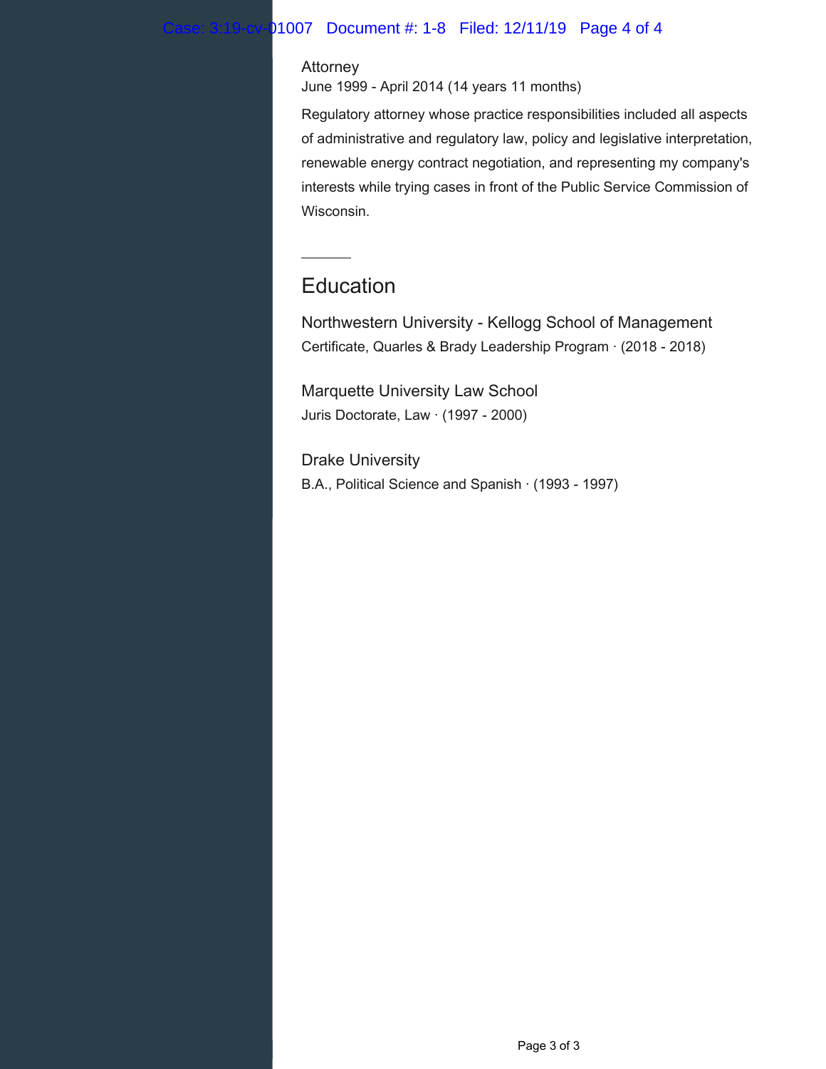Attorney

June 1999 - April 2014 (14 years 11 months)

Regulatory attorney whose practice responsibilities included all aspects of administrative and regulatory law, policy and legislative interpretation, renewable energy contract negotiation, and representing my company's interests while trying cases in front of the Public Service Commission of Wisconsin.

## Education

Northwestern University - Kellogg School of Management

Certificate, Quarles & Brady Leadership Program · (2018 - 2018)

Marquette University Law School

Juris Doctorate, Law · (1997 - 2000)

Drake University

B.A., Political Science and Spanish · (1993 - 1997)